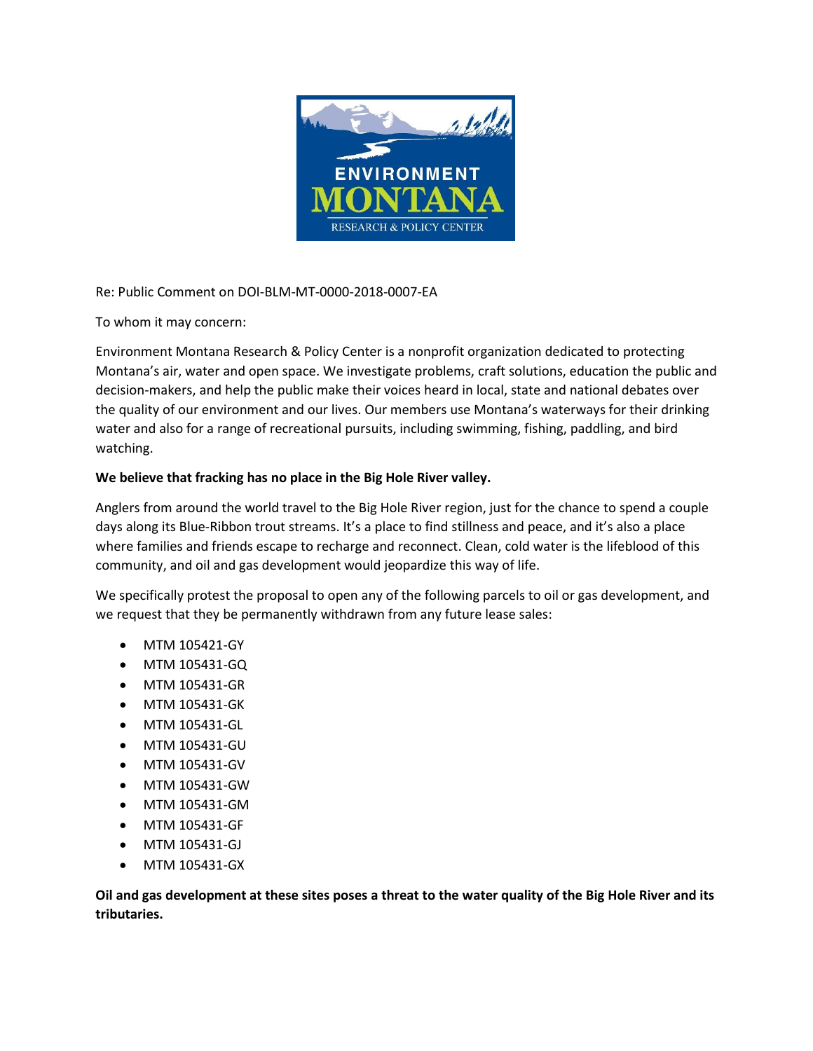ENVIRONMENT MONTANA
RESEARCH & POLICY CENTER

Re: Public Comment on DOI-BLM-MT-0000-2018-0007-EA

To whom it may concern:

Environment Montana Research & Policy Center is a nonprofit organization dedicated to protecting Montana's air, water and open space. We investigate problems, craft solutions, education the public and decision-makers, and help the public make their voices heard in local, state and national debates over the quality of our environment and our lives. Our members use Montana's waterways for their drinking water and also for a range of recreational pursuits, including swimming, fishing, paddling, and bird watching.

**We believe that fracking has no place in the Big Hole River valley.**

Anglers from around the world travel to the Big Hole River region, just for the chance to spend a couple days along its Blue-Ribbon trout streams. It's a place to find stillness and peace, and it's also a place where families and friends escape to recharge and reconnect. Clean, cold water is the lifeblood of this community, and oil and gas development would jeopardize this way of life.

We specifically protest the proposal to open any of the following parcels to oil or gas development, and we request that they be permanently withdrawn from any future lease sales:

- MTM 105421-GY
- MTM 105431-GQ
- MTM 105431-GR
- MTM 105431-GK
- MTM 105431-GL
- MTM 105431-GU
- MTM 105431-GV
- MTM 105431-GW
- MTM 105431-GM
- MTM 105431-GF
- MTM 105431-GJ
- MTM 105431-GX

**Oil and gas development at these sites poses a threat to the water quality of the Big Hole River and its tributaries.**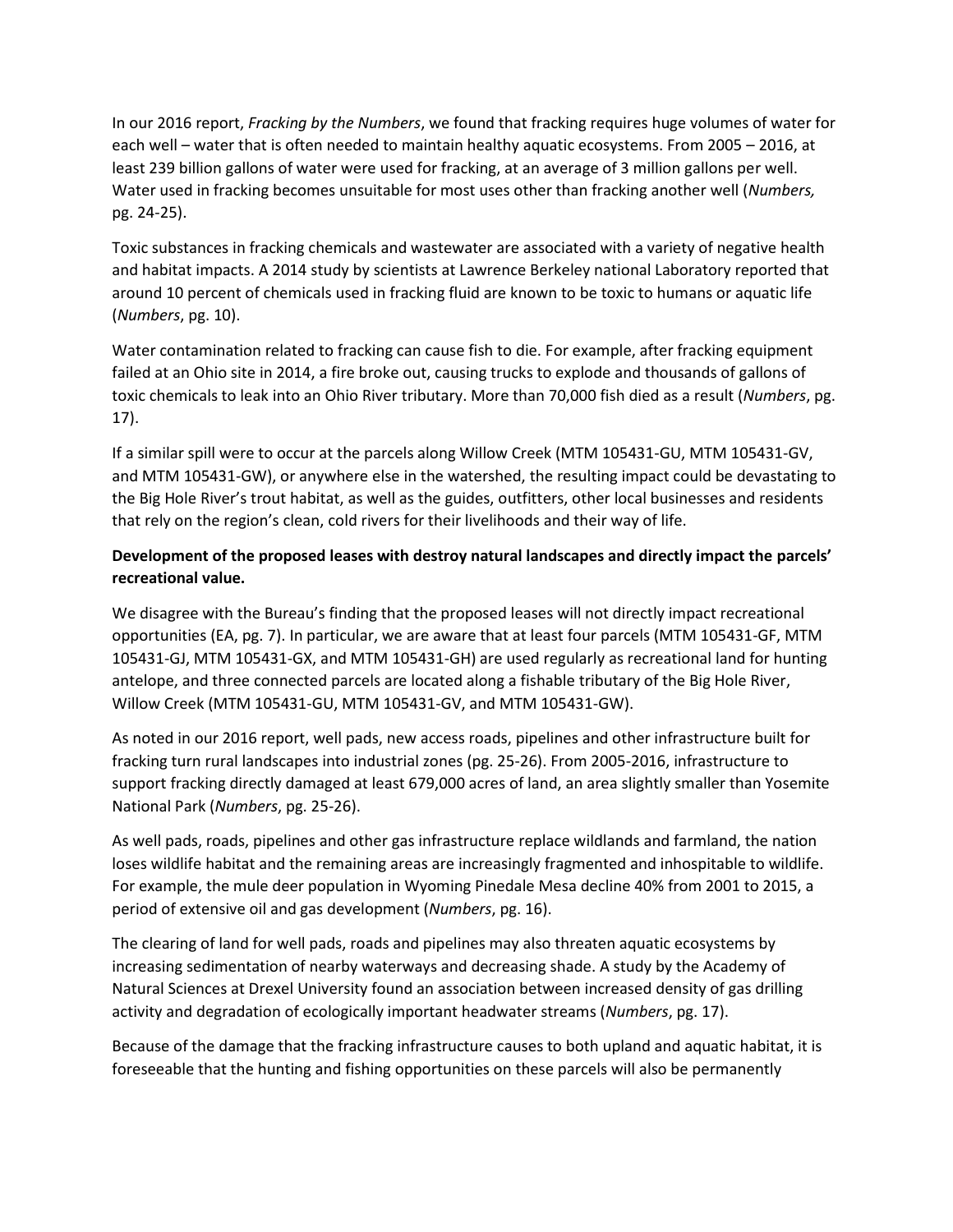In our 2016 report, *Fracking by the Numbers*, we found that fracking requires huge volumes of water for each well – water that is often needed to maintain healthy aquatic ecosystems. From 2005 – 2016, at least 239 billion gallons of water were used for fracking, at an average of 3 million gallons per well. Water used in fracking becomes unsuitable for most uses other than fracking another well (*Numbers,* pg. 24-25).

Toxic substances in fracking chemicals and wastewater are associated with a variety of negative health and habitat impacts. A 2014 study by scientists at Lawrence Berkeley national Laboratory reported that around 10 percent of chemicals used in fracking fluid are known to be toxic to humans or aquatic life (*Numbers*, pg. 10).

Water contamination related to fracking can cause fish to die. For example, after fracking equipment failed at an Ohio site in 2014, a fire broke out, causing trucks to explode and thousands of gallons of toxic chemicals to leak into an Ohio River tributary. More than 70,000 fish died as a result (*Numbers*, pg. 17).

If a similar spill were to occur at the parcels along Willow Creek (MTM 105431-GU, MTM 105431-GV, and MTM 105431-GW), or anywhere else in the watershed, the resulting impact could be devastating to the Big Hole River's trout habitat, as well as the guides, outfitters, other local businesses and residents that rely on the region's clean, cold rivers for their livelihoods and their way of life.

**Development of the proposed leases with destroy natural landscapes and directly impact the parcels' recreational value.**

We disagree with the Bureau's finding that the proposed leases will not directly impact recreational opportunities (EA, pg. 7). In particular, we are aware that at least four parcels (MTM 105431-GF, MTM 105431-GJ, MTM 105431-GX, and MTM 105431-GH) are used regularly as recreational land for hunting antelope, and three connected parcels are located along a fishable tributary of the Big Hole River, Willow Creek (MTM 105431-GU, MTM 105431-GV, and MTM 105431-GW).

As noted in our 2016 report, well pads, new access roads, pipelines and other infrastructure built for fracking turn rural landscapes into industrial zones (pg. 25-26). From 2005-2016, infrastructure to support fracking directly damaged at least 679,000 acres of land, an area slightly smaller than Yosemite National Park (*Numbers*, pg. 25-26).

As well pads, roads, pipelines and other gas infrastructure replace wildlands and farmland, the nation loses wildlife habitat and the remaining areas are increasingly fragmented and inhospitable to wildlife. For example, the mule deer population in Wyoming Pinedale Mesa decline 40% from 2001 to 2015, a period of extensive oil and gas development (*Numbers*, pg. 16).

The clearing of land for well pads, roads and pipelines may also threaten aquatic ecosystems by increasing sedimentation of nearby waterways and decreasing shade. A study by the Academy of Natural Sciences at Drexel University found an association between increased density of gas drilling activity and degradation of ecologically important headwater streams (*Numbers*, pg. 17).

Because of the damage that the fracking infrastructure causes to both upland and aquatic habitat, it is foreseeable that the hunting and fishing opportunities on these parcels will also be permanently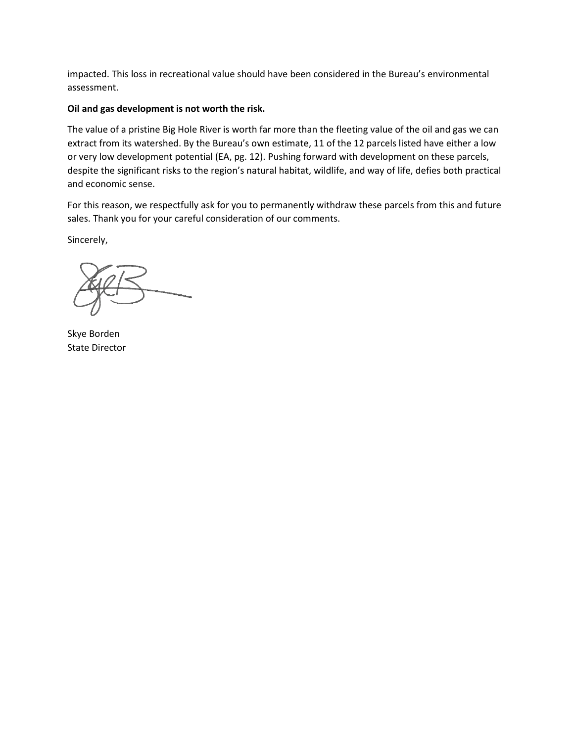impacted. This loss in recreational value should have been considered in the Bureau's environmental assessment.

**Oil and gas development is not worth the risk.**

The value of a pristine Big Hole River is worth far more than the fleeting value of the oil and gas we can extract from its watershed. By the Bureau's own estimate, 11 of the 12 parcels listed have either a low or very low development potential (EA, pg. 12). Pushing forward with development on these parcels, despite the significant risks to the region's natural habitat, wildlife, and way of life, defies both practical and economic sense.

For this reason, we respectfully ask for you to permanently withdraw these parcels from this and future sales. Thank you for your careful consideration of our comments.

Sincerely,

Skye Borden
State Director